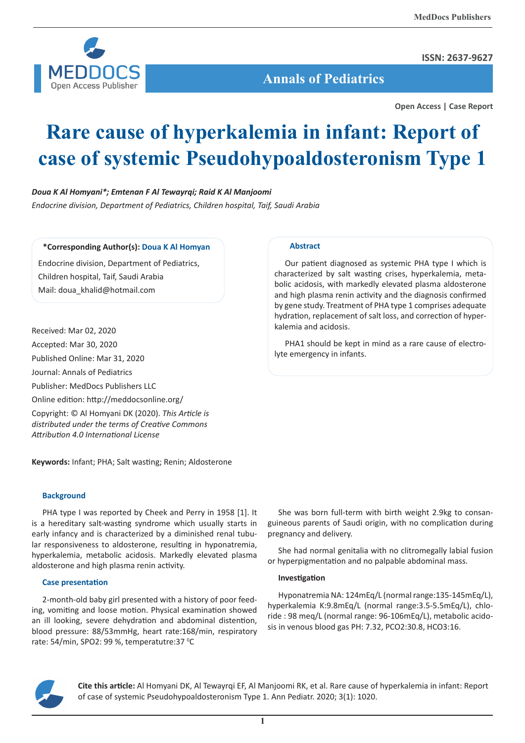Open Access | Case Report

# Rare cause of hyperkalemia in infant: Report of case of systemic Pseudohypoaldosteronism Type 1

*Doua K Al Homyani\*; Emtenan F Al Tewayrqi; Raid K Al Manjoomi*

*Endocrine division, Department of Pediatrics, Children hospital, Taif, Saudi Arabia*

**\*Corresponding Author(s): Doua K Al Homyan**

Endocrine division, Department of Pediatrics, Children hospital, Taif, Saudi Arabia

Mail: doua_khalid@hotmail.com

Received: Mar 02, 2020

Accepted: Mar 30, 2020

Published Online: Mar 31, 2020

Journal: Annals of Pediatrics

Publisher: MedDocs Publishers LLC

Online edition: http://meddocsonline.org/

Copyright: © Al Homyani DK (2020). *This Article is distributed under the terms of Creative Commons Attribution 4.0 International License*

## Abstract

Our patient diagnosed as systemic PHA type I which is characterized by salt wasting crises, hyperkalemia, metabolic acidosis, with markedly elevated plasma aldosterone and high plasma renin activity and the diagnosis confirmed by gene study. Treatment of PHA type 1 comprises adequate hydration, replacement of salt loss, and correction of hyperkalemia and acidosis.

PHA1 should be kept in mind as a rare cause of electrolyte emergency in infants.

**Keywords:** Infant; PHA; Salt wasting; Renin; Aldosterone

## Background

PHA type I was reported by Cheek and Perry in 1958 [1]. It is a hereditary salt-wasting syndrome which usually starts in early infancy and is characterized by a diminished renal tubular responsiveness to aldosterone, resulting in hyponatremia, hyperkalemia, metabolic acidosis. Markedly elevated plasma aldosterone and high plasma renin activity.

## Case presentation

2-month-old baby girl presented with a history of poor feeding, vomiting and loose motion. Physical examination showed an ill looking, severe dehydration and abdominal distention, blood pressure: 88/53mmHg, heart rate:168/min, respiratory rate: 54/min, SPO2: 99 %, temperatutre:37 $^{0}$C

She was born full-term with birth weight 2.9kg to consanguineous parents of Saudi origin, with no complication during pregnancy and delivery.

She had normal genitalia with no clitromegally labial fusion or hyperpigmentation and no palpable abdominal mass.

### Investigation

Hyponatremia NA: 124mEq/L (normal range:135-145mEq/L), hyperkalemia K:9.8mEq/L (normal range:3.5-5.5mEq/L), chloride : 98 meq/L (normal range: 96-106mEq/L), metabolic acidosis in venous blood gas PH: 7.32, PCO2:30.8, HCO3:16.

**Cite this article:** Al Homyani DK, Al Tewayrqi EF, Al Manjoomi RK, et al. Rare cause of hyperkalemia in infant: Report of case of systemic Pseudohypoaldosteronism Type 1. Ann Pediatr. 2020; 3(1): 1020.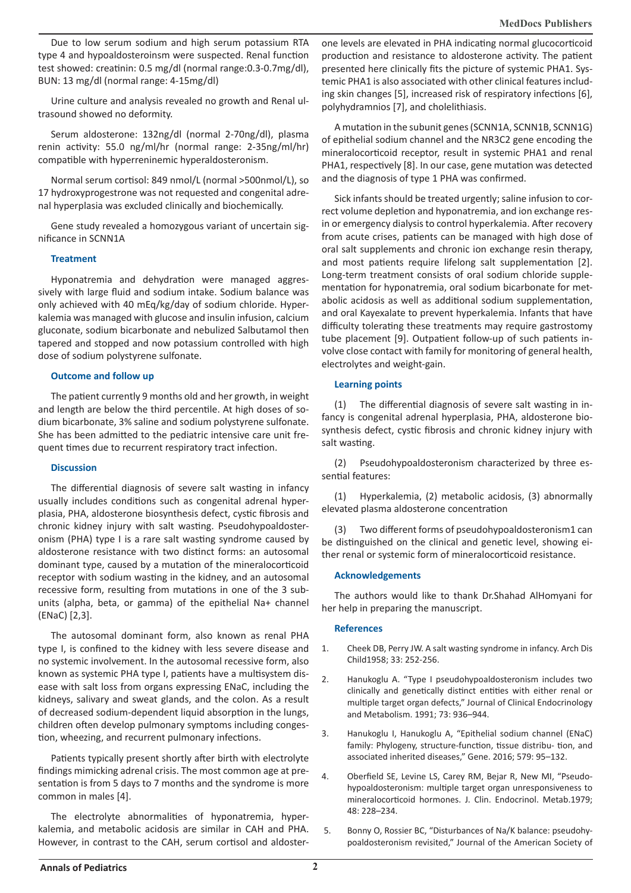Due to low serum sodium and high serum potassium RTA type 4 and hypoaldosteroinsm were suspected. Renal function test showed: creatinin: 0.5 mg/dl (normal range:0.3-0.7mg/dl), BUN: 13 mg/dl (normal range: 4-15mg/dl)

Urine culture and analysis revealed no growth and Renal ultrasound showed no deformity.

Serum aldosterone: 132ng/dl (normal 2-70ng/dl), plasma renin activity: 55.0 ng/ml/hr (normal range: 2-35ng/ml/hr) compatible with hyperreninemic hyperaldosteronism.

Normal serum cortisol: 849 nmol/L (normal >500nmol/L), so 17 hydroxyprogestrone was not requested and congenital adrenal hyperplasia was excluded clinically and biochemically.

Gene study revealed a homozygous variant of uncertain significance in SCNN1A

### Treatment

Hyponatremia and dehydration were managed aggressively with large fluid and sodium intake. Sodium balance was only achieved with 40 mEq/kg/day of sodium chloride. Hyperkalemia was managed with glucose and insulin infusion, calcium gluconate, sodium bicarbonate and nebulized Salbutamol then tapered and stopped and now potassium controlled with high dose of sodium polystyrene sulfonate.

### Outcome and follow up

The patient currently 9 months old and her growth, in weight and length are below the third percentile. At high doses of sodium bicarbonate, 3% saline and sodium polystyrene sulfonate. She has been admitted to the pediatric intensive care unit frequent times due to recurrent respiratory tract infection.

### Discussion

The differential diagnosis of severe salt wasting in infancy usually includes conditions such as congenital adrenal hyperplasia, PHA, aldosterone biosynthesis defect, cystic fibrosis and chronic kidney injury with salt wasting. Pseudohypoaldosteronism (PHA) type I is a rare salt wasting syndrome caused by aldosterone resistance with two distinct forms: an autosomal dominant type, caused by a mutation of the mineralocorticoid receptor with sodium wasting in the kidney, and an autosomal recessive form, resulting from mutations in one of the 3 subunits (alpha, beta, or gamma) of the epithelial Na+ channel (ENaC) [2,3].

The autosomal dominant form, also known as renal PHA type I, is confined to the kidney with less severe disease and no systemic involvement. In the autosomal recessive form, also known as systemic PHA type I, patients have a multisystem disease with salt loss from organs expressing ENaC, including the kidneys, salivary and sweat glands, and the colon. As a result of decreased sodium-dependent liquid absorption in the lungs, children often develop pulmonary symptoms including congestion, wheezing, and recurrent pulmonary infections.

Patients typically present shortly after birth with electrolyte findings mimicking adrenal crisis. The most common age at presentation is from 5 days to 7 months and the syndrome is more common in males [4].

The electrolyte abnormalities of hyponatremia, hyperkalemia, and metabolic acidosis are similar in CAH and PHA. However, in contrast to the CAH, serum cortisol and aldosterone levels are elevated in PHA indicating normal glucocorticoid production and resistance to aldosterone activity. The patient presented here clinically fits the picture of systemic PHA1. Systemic PHA1 is also associated with other clinical features including skin changes [5], increased risk of respiratory infections [6], polyhydramnios [7], and cholelithiasis.

A mutation in the subunit genes (SCNN1A, SCNN1B, SCNN1G) of epithelial sodium channel and the NR3C2 gene encoding the mineralocorticoid receptor, result in systemic PHA1 and renal PHA1, respectively [8]. In our case, gene mutation was detected and the diagnosis of type 1 PHA was confirmed.

Sick infants should be treated urgently; saline infusion to correct volume depletion and hyponatremia, and ion exchange resin or emergency dialysis to control hyperkalemia. After recovery from acute crises, patients can be managed with high dose of oral salt supplements and chronic ion exchange resin therapy, and most patients require lifelong salt supplementation [2]. Long-term treatment consists of oral sodium chloride supplementation for hyponatremia, oral sodium bicarbonate for metabolic acidosis as well as additional sodium supplementation, and oral Kayexalate to prevent hyperkalemia. Infants that have difficulty tolerating these treatments may require gastrostomy tube placement [9]. Outpatient follow-up of such patients involve close contact with family for monitoring of general health, electrolytes and weight-gain.

### Learning points

(1) The differential diagnosis of severe salt wasting in infancy is congenital adrenal hyperplasia, PHA, aldosterone biosynthesis defect, cystic fibrosis and chronic kidney injury with salt wasting.

(2) Pseudohypoaldosteronism characterized by three essential features:

(1) Hyperkalemia, (2) metabolic acidosis, (3) abnormally elevated plasma aldosterone concentration

(3) Two different forms of pseudohypoaldosteronism1 can be distinguished on the clinical and genetic level, showing either renal or systemic form of mineralocorticoid resistance.

### Acknowledgements

The authors would like to thank Dr.Shahad AlHomyani for her help in preparing the manuscript.

### References

1. Cheek DB, Perry JW. A salt wasting syndrome in infancy. Arch Dis Child1958; 33: 252-256.
2. Hanukoglu A. "Type I pseudohypoaldosteronism includes two clinically and genetically distinct entities with either renal or multiple target organ defects," Journal of Clinical Endocrinology and Metabolism. 1991; 73: 936–944.
3. Hanukoglu I, Hanukoglu A, "Epithelial sodium channel (ENaC) family: Phylogeny, structure-function, tissue distribu- tion, and associated inherited diseases," Gene. 2016; 579: 95–132.
4. Oberfield SE, Levine LS, Carey RM, Bejar R, New MI, "Pseudohypoaldosteronism: multiple target organ unresponsiveness to mineralocorticoid hormones. J. Clin. Endocrinol. Metab.1979; 48: 228–234.
5. Bonny O, Rossier BC, "Disturbances of Na/K balance: pseudohypoaldosteronism revisited," Journal of the American Society of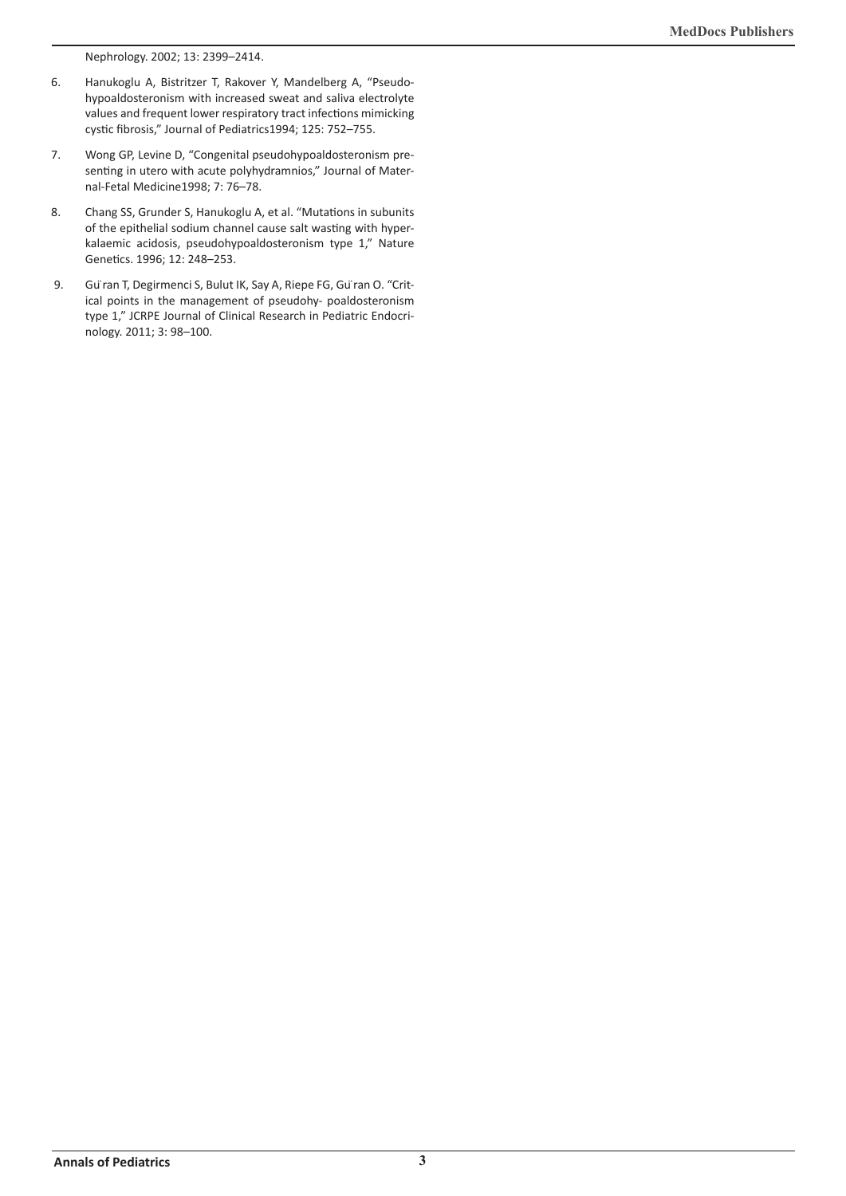Nephrology. 2002; 13: 2399–2414.

6. Hanukoglu A, Bistritzer T, Rakover Y, Mandelberg A, "Pseudohypoaldosteronism with increased sweat and saliva electrolyte values and frequent lower respiratory tract infections mimicking cystic fibrosis," Journal of Pediatrics1994; 125: 752–755.

7. Wong GP, Levine D, "Congenital pseudohypoaldosteronism presenting in utero with acute polyhydramnios," Journal of Maternal-Fetal Medicine1998; 7: 76–78.

8. Chang SS, Grunder S, Hanukoglu A, et al. "Mutations in subunits of the epithelial sodium channel cause salt wasting with hyperkalaemic acidosis, pseudohypoaldosteronism type 1," Nature Genetics. 1996; 12: 248–253.

9. Gu¨ran T, Degirmenci S, Bulut IK, Say A, Riepe FG, Gu¨ran O. "Critical points in the management of pseudohy- poaldosteronism type 1," JCRPE Journal of Clinical Research in Pediatric Endocrinology. 2011; 3: 98–100.